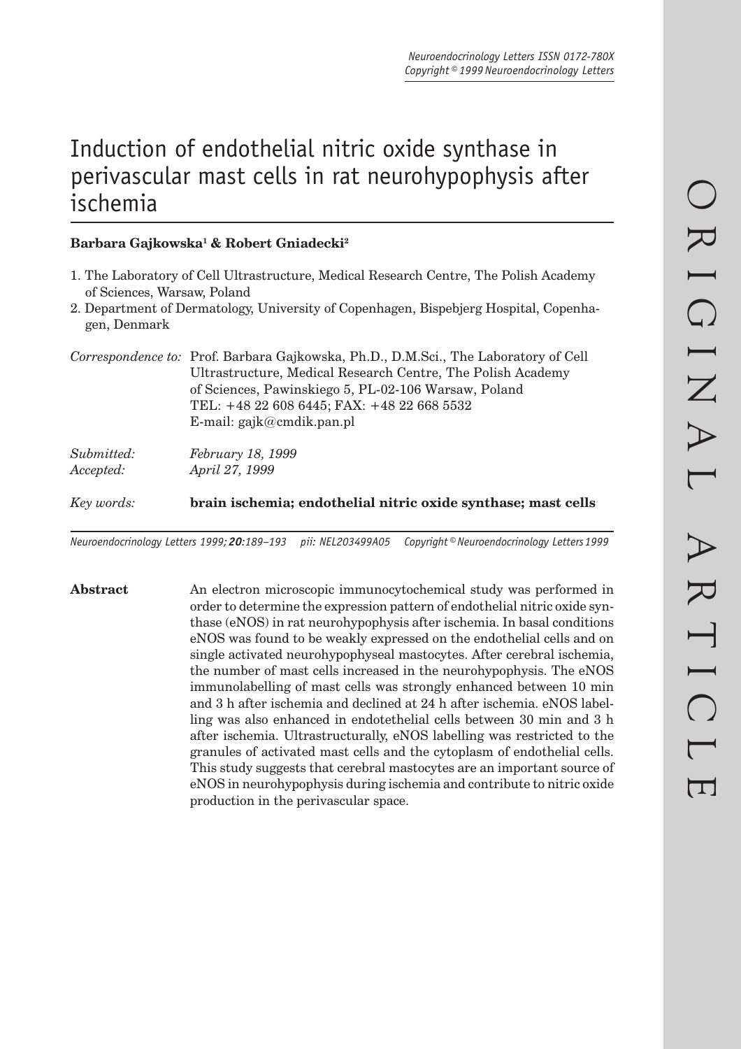# Induction of endothelial nitric oxide synthase in perivascular mast cells in rat neurohypophysis after ischemia

**Barbara Gajkowska[1] & Robert Gniadecki[2]**

1. The Laboratory of Cell Ultrastructure, Medical Research Centre, The Polish Academy of Sciences, Warsaw, Poland
2. Department of Dermatology, University of Copenhagen, Bispebjerg Hospital, Copenhagen, Denmark

*Correspondence to:* Prof. Barbara Gajkowska, Ph.D., D.M.Sci., The Laboratory of Cell Ultrastructure, Medical Research Centre, The Polish Academy of Sciences, Pawinskiego 5, PL-02-106 Warsaw, Poland
TEL: +48 22 608 6445; FAX: +48 22 668 5532
E-mail: gajk@cmdik.pan.pl

*Submitted:* *February 18, 1999*
*Accepted:* *April 27, 1999*

*Key words:* **brain ischemia; endothelial nitric oxide synthase; mast cells**

*Neuroendocrinology Letters 1999;* ***20****:189–193 pii: NEL203499A05 Copyright © Neuroendocrinology Letters 1999*

**Abstract** An electron microscopic immunocytochemical study was performed in order to determine the expression pattern of endothelial nitric oxide synthase (eNOS) in rat neurohypophysis after ischemia. In basal conditions eNOS was found to be weakly expressed on the endothelial cells and on single activated neurohypophyseal mastocytes. After cerebral ischemia, the number of mast cells increased in the neurohypophysis. The eNOS immunolabelling of mast cells was strongly enhanced between 10 min and 3 h after ischemia and declined at 24 h after ischemia. eNOS labelling was also enhanced in endotethelial cells between 30 min and 3 h after ischemia. Ultrastructurally, eNOS labelling was restricted to the granules of activated mast cells and the cytoplasm of endothelial cells. This study suggests that cerebral mastocytes are an important source of eNOS in neurohypophysis during ischemia and contribute to nitric oxide production in the perivascular space.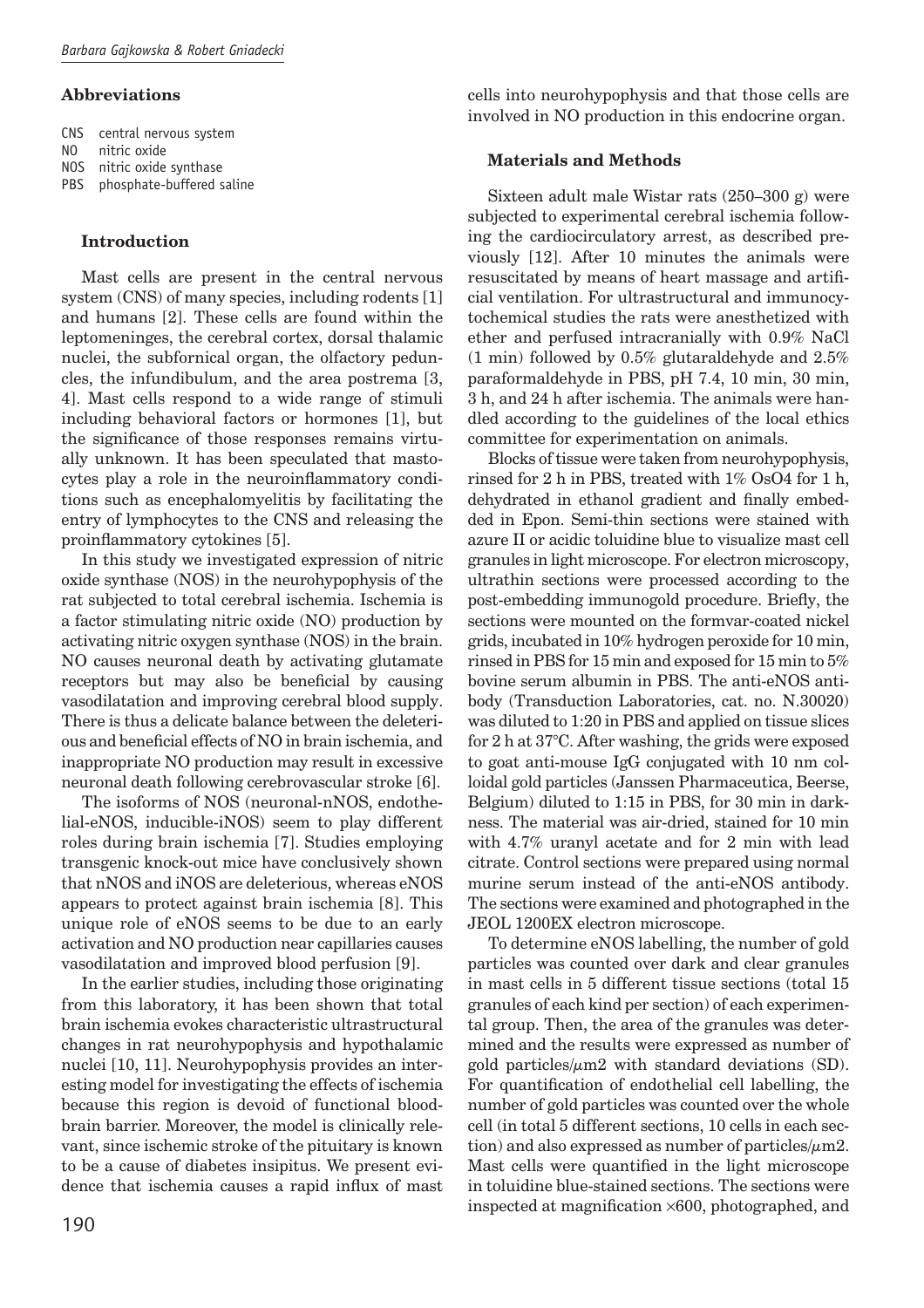## Abbreviations

CNS central nervous system
NO nitric oxide
NOS nitric oxide synthase
PBS phosphate-buffered saline

## Introduction

Mast cells are present in the central nervous system (CNS) of many species, including rodents [1] and humans [2]. These cells are found within the leptomeninges, the cerebral cortex, dorsal thalamic nuclei, the subfornical organ, the olfactory peduncles, the infundibulum, and the area postrema [3, 4]. Mast cells respond to a wide range of stimuli including behavioral factors or hormones [1], but the significance of those responses remains virtually unknown. It has been speculated that mastocytes play a role in the neuroinflammatory conditions such as encephalomyelitis by facilitating the entry of lymphocytes to the CNS and releasing the proinflammatory cytokines [5].

In this study we investigated expression of nitric oxide synthase (NOS) in the neurohypophysis of the rat subjected to total cerebral ischemia. Ischemia is a factor stimulating nitric oxide (NO) production by activating nitric oxygen synthase (NOS) in the brain. NO causes neuronal death by activating glutamate receptors but may also be beneficial by causing vasodilatation and improving cerebral blood supply. There is thus a delicate balance between the deleterious and beneficial effects of NO in brain ischemia, and inappropriate NO production may result in excessive neuronal death following cerebrovascular stroke [6].

The isoforms of NOS (neuronal-nNOS, endothelial-eNOS, inducible-iNOS) seem to play different roles during brain ischemia [7]. Studies employing transgenic knock-out mice have conclusively shown that nNOS and iNOS are deleterious, whereas eNOS appears to protect against brain ischemia [8]. This unique role of eNOS seems to be due to an early activation and NO production near capillaries causes vasodilatation and improved blood perfusion [9].

In the earlier studies, including those originating from this laboratory, it has been shown that total brain ischemia evokes characteristic ultrastructural changes in rat neurohypophysis and hypothalamic nuclei [10, 11]. Neurohypophysis provides an interesting model for investigating the effects of ischemia because this region is devoid of functional blood-brain barrier. Moreover, the model is clinically relevant, since ischemic stroke of the pituitary is known to be a cause of diabetes insipitus. We present evidence that ischemia causes a rapid influx of mast cells into neurohypophysis and that those cells are involved in NO production in this endocrine organ.

## Materials and Methods

Sixteen adult male Wistar rats (250–300 g) were subjected to experimental cerebral ischemia following the cardiocirculatory arrest, as described previously [12]. After 10 minutes the animals were resuscitated by means of heart massage and artificial ventilation. For ultrastructural and immunocytochemical studies the rats were anesthetized with ether and perfused intracranially with 0.9% NaCl (1 min) followed by 0.5% glutaraldehyde and 2.5% paraformaldehyde in PBS, pH 7.4, 10 min, 30 min, 3 h, and 24 h after ischemia. The animals were handled according to the guidelines of the local ethics committee for experimentation on animals.

Blocks of tissue were taken from neurohypophysis, rinsed for 2 h in PBS, treated with 1% $OsO_4$ for 1 h, dehydrated in ethanol gradient and finally embedded in Epon. Semi-thin sections were stained with azure II or acidic toluidine blue to visualize mast cell granules in light microscope. For electron microscopy, ultrathin sections were processed according to the post-embedding immunogold procedure. Briefly, the sections were mounted on the formvar-coated nickel grids, incubated in 10% hydrogen peroxide for 10 min, rinsed in PBS for 15 min and exposed for 15 min to 5% bovine serum albumin in PBS. The anti-eNOS antibody (Transduction Laboratories, cat. no. N.30020) was diluted to 1:20 in PBS and applied on tissue slices for 2 h at 37°C. After washing, the grids were exposed to goat anti-mouse IgG conjugated with 10 nm colloidal gold particles (Janssen Pharmaceutica, Beerse, Belgium) diluted to 1:15 in PBS, for 30 min in darkness. The material was air-dried, stained for 10 min with 4.7% uranyl acetate and for 2 min with lead citrate. Control sections were prepared using normal murine serum instead of the anti-eNOS antibody. The sections were examined and photographed in the JEOL 1200EX electron microscope.

To determine eNOS labelling, the number of gold particles was counted over dark and clear granules in mast cells in 5 different tissue sections (total 15 granules of each kind per section) of each experimental group. Then, the area of the granules was determined and the results were expressed as number of gold particles/$\mu m^2$ with standard deviations (SD). For quantification of endothelial cell labelling, the number of gold particles was counted over the whole cell (in total 5 different sections, 10 cells in each section) and also expressed as number of particles/$\mu m^2$. Mast cells were quantified in the light microscope in toluidine blue-stained sections. The sections were inspected at magnification ×600, photographed, and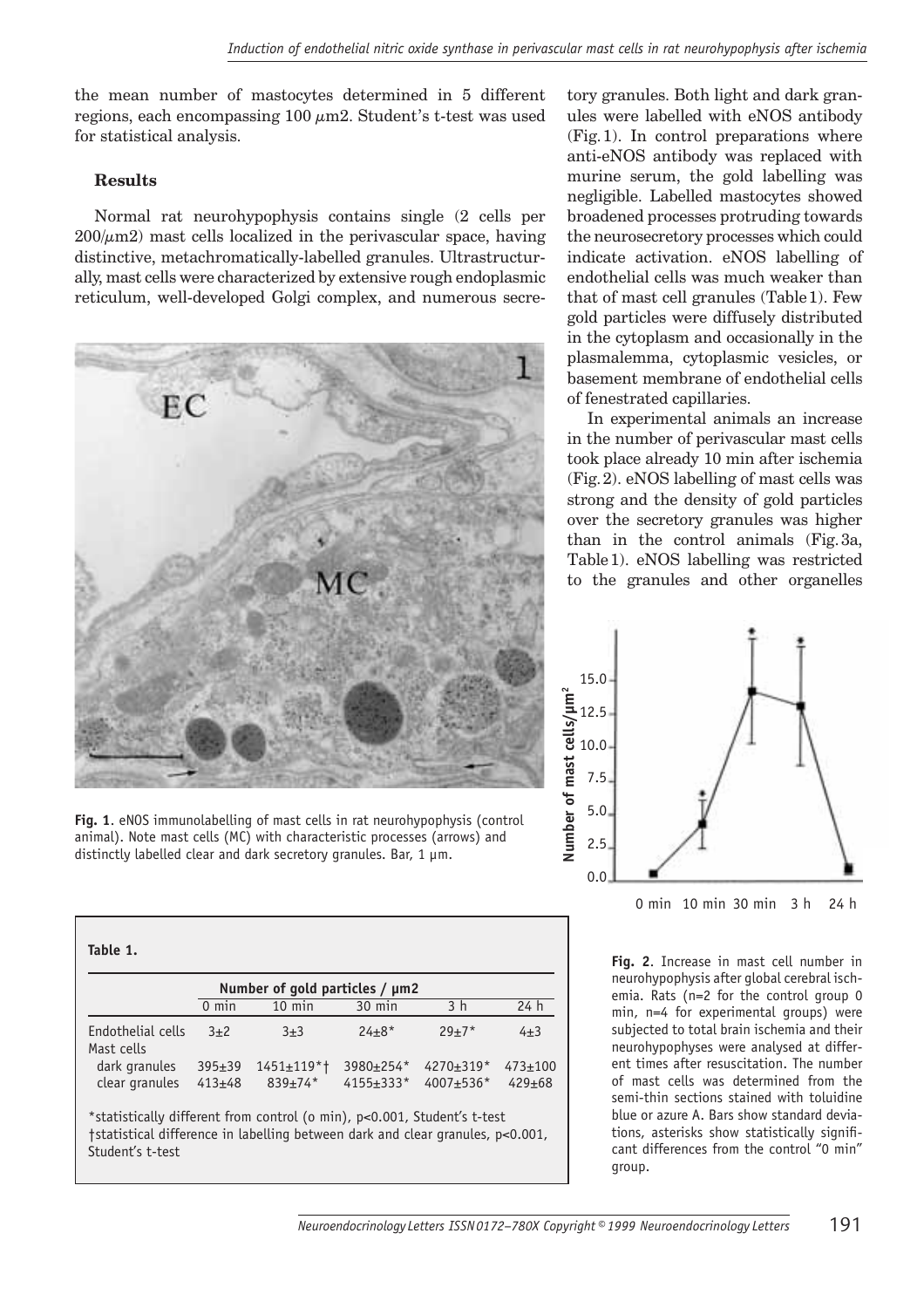the mean number of mastocytes determined in 5 different regions, each encompassing 100 $\mu$m2. Student's t-test was used for statistical analysis.

## Results

Normal rat neurohypophysis contains single (2 cells per 200/$\mu$m2) mast cells localized in the perivascular space, having distinctive, metachromatically-labelled granules. Ultrastructurally, mast cells were characterized by extensive rough endoplasmic reticulum, well-developed Golgi complex, and numerous secretory granules. Both light and dark granules were labelled with eNOS antibody (Fig. 1). In control preparations where anti-eNOS antibody was replaced with murine serum, the gold labelling was negligible. Labelled mastocytes showed broadened processes protruding towards the neurosecretory processes which could indicate activation. eNOS labelling of endothelial cells was much weaker than that of mast cell granules (Table 1). Few gold particles were diffusely distributed in the cytoplasm and occasionally in the plasmalemma, cytoplasmic vesicles, or basement membrane of endothelial cells of fenestrated capillaries.

In experimental animals an increase in the number of perivascular mast cells took place already 10 min after ischemia (Fig. 2). eNOS labelling of mast cells was strong and the density of gold particles over the secretory granules was higher than in the control animals (Fig. 3a, Table 1). eNOS labelling was restricted to the granules and other organelles

**Fig. 1**. eNOS immunolabelling of mast cells in rat neurohypophysis (control animal). Note mast cells (MC) with characteristic processes (arrows) and distinctly labelled clear and dark secretory granules. Bar, 1 µm.

**Table 1.**

| | Number of gold particles / µm2 | | | | |
|---|---|---|---|---|---|
| | 0 min | 10 min | 30 min | 3 h | 24 h |
| Endothelial cells | 3±2 | 3±3 | 24±8* | 29±7* | 4±3 |
| Mast cells | | | | | |
| dark granules | 395±39 | 1451±119*† | 3980±254* | 4270±319* | 473±100 |
| clear granules | 413±48 | 839±74* | 4155±333* | 4007±536* | 429±68 |

*statistically different from control (o min), p<0.001, Student's t-test
†statistical difference in labelling between dark and clear granules, p<0.001, Student's t-test

**Fig. 2**. Increase in mast cell number in neurohypophysis after global cerebral ischemia. Rats (n=2 for the control group 0 min, n=4 for experimental groups) were subjected to total brain ischemia and their neurohypophyses were analysed at different times after resuscitation. The number of mast cells was determined from the semi-thin sections stained with toluidine blue or azure A. Bars show standard deviations, asterisks show statistically significant differences from the control "0 min" group.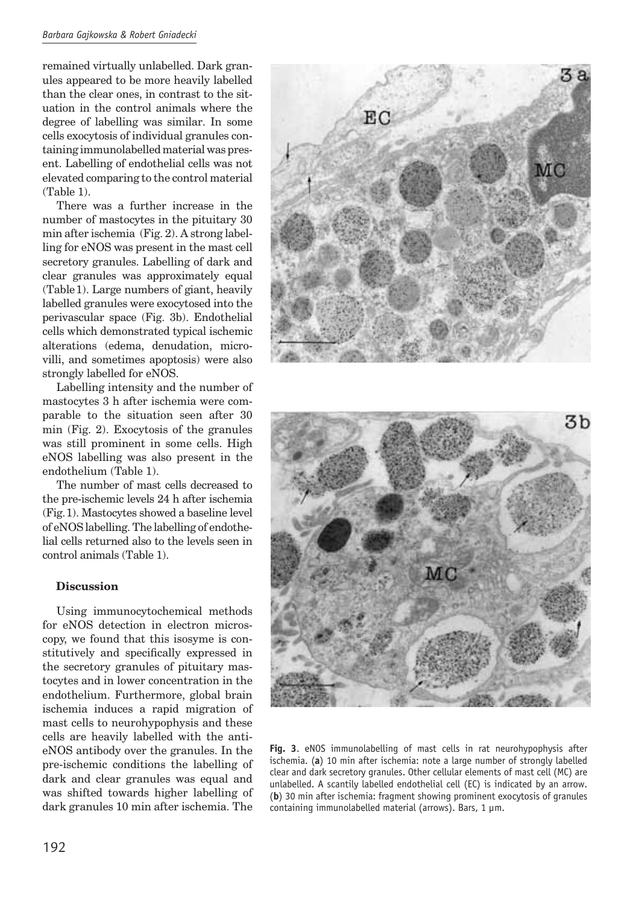remained virtually unlabelled. Dark granules appeared to be more heavily labelled than the clear ones, in contrast to the situation in the control animals where the degree of labelling was similar. In some cells exocytosis of individual granules containing immunolabelled material was present. Labelling of endothelial cells was not elevated comparing to the control material (Table 1).

There was a further increase in the number of mastocytes in the pituitary 30 min after ischemia (Fig. 2). A strong labelling for eNOS was present in the mast cell secretory granules. Labelling of dark and clear granules was approximately equal (Table 1). Large numbers of giant, heavily labelled granules were exocytosed into the perivascular space (Fig. 3b). Endothelial cells which demonstrated typical ischemic alterations (edema, denudation, microvilli, and sometimes apoptosis) were also strongly labelled for eNOS.

Labelling intensity and the number of mastocytes 3 h after ischemia were comparable to the situation seen after 30 min (Fig. 2). Exocytosis of the granules was still prominent in some cells. High eNOS labelling was also present in the endothelium (Table 1).

The number of mast cells decreased to the pre-ischemic levels 24 h after ischemia (Fig. 1). Mastocytes showed a baseline level of eNOS labelling. The labelling of endothelial cells returned also to the levels seen in control animals (Table 1).

## Discussion

Using immunocytochemical methods for eNOS detection in electron microscopy, we found that this isosyme is constitutively and specifically expressed in the secretory granules of pituitary mastocytes and in lower concentration in the endothelium. Furthermore, global brain ischemia induces a rapid migration of mast cells to neurohypophysis and these cells are heavily labelled with the anti-eNOS antibody over the granules. In the pre-ischemic conditions the labelling of dark and clear granules was equal and was shifted towards higher labelling of dark granules 10 min after ischemia. The

**Fig. 3**. eNOS immunolabelling of mast cells in rat neurohypophysis after ischemia. (**a**) 10 min after ischemia: note a large number of strongly labelled clear and dark secretory granules. Other cellular elements of mast cell (MC) are unlabelled. A scantily labelled endothelial cell (EC) is indicated by an arrow. (**b**) 30 min after ischemia: fragment showing prominent exocytosis of granules containing immunolabelled material (arrows). Bars, 1 µm.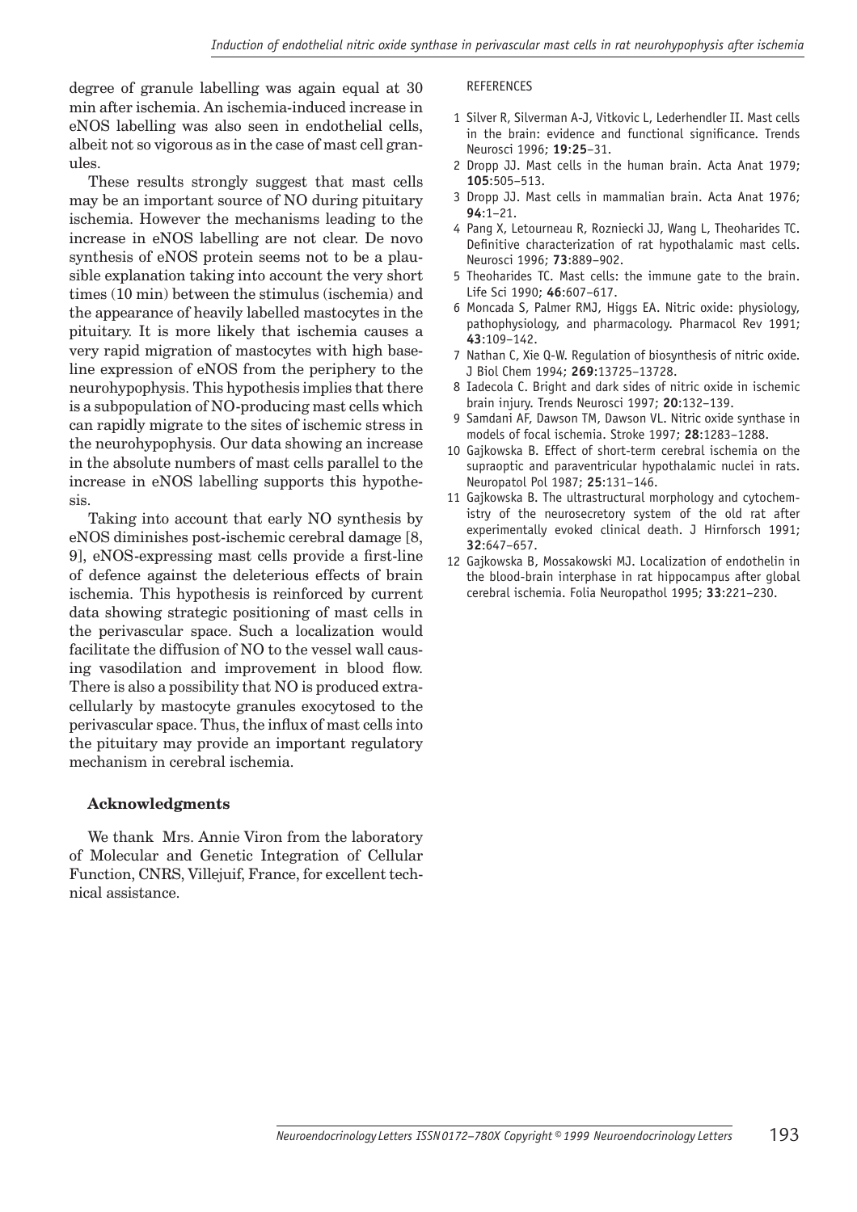degree of granule labelling was again equal at 30 min after ischemia. An ischemia-induced increase in eNOS labelling was also seen in endothelial cells, albeit not so vigorous as in the case of mast cell granules.

These results strongly suggest that mast cells may be an important source of NO during pituitary ischemia. However the mechanisms leading to the increase in eNOS labelling are not clear. De novo synthesis of eNOS protein seems not to be a plausible explanation taking into account the very short times (10 min) between the stimulus (ischemia) and the appearance of heavily labelled mastocytes in the pituitary. It is more likely that ischemia causes a very rapid migration of mastocytes with high baseline expression of eNOS from the periphery to the neurohypophysis. This hypothesis implies that there is a subpopulation of NO-producing mast cells which can rapidly migrate to the sites of ischemic stress in the neurohypophysis. Our data showing an increase in the absolute numbers of mast cells parallel to the increase in eNOS labelling supports this hypothesis.

Taking into account that early NO synthesis by eNOS diminishes post-ischemic cerebral damage [8, 9], eNOS-expressing mast cells provide a first-line of defence against the deleterious effects of brain ischemia. This hypothesis is reinforced by current data showing strategic positioning of mast cells in the perivascular space. Such a localization would facilitate the diffusion of NO to the vessel wall causing vasodilation and improvement in blood flow. There is also a possibility that NO is produced extracellularly by mastocyte granules exocytosed to the perivascular space. Thus, the influx of mast cells into the pituitary may provide an important regulatory mechanism in cerebral ischemia.

## Acknowledgments

We thank Mrs. Annie Viron from the laboratory of Molecular and Genetic Integration of Cellular Function, CNRS, Villejuif, France, for excellent technical assistance.

## REFERENCES

1. Silver R, Silverman A-J, Vitkovic L, Lederhendler II. Mast cells in the brain: evidence and functional significance. Trends Neurosci 1996; **19**:**25**–31.
2. Dropp JJ. Mast cells in the human brain. Acta Anat 1979; **105**:505–513.
3. Dropp JJ. Mast cells in mammalian brain. Acta Anat 1976; **94**:1–21.
4. Pang X, Letourneau R, Rozniecki JJ, Wang L, Theoharides TC. Definitive characterization of rat hypothalamic mast cells. Neurosci 1996; **73**:889–902.
5. Theoharides TC. Mast cells: the immune gate to the brain. Life Sci 1990; **46**:607–617.
6. Moncada S, Palmer RMJ, Higgs EA. Nitric oxide: physiology, pathophysiology, and pharmacology. Pharmacol Rev 1991; **43**:109–142.
7. Nathan C, Xie Q-W. Regulation of biosynthesis of nitric oxide. J Biol Chem 1994; **269**:13725–13728.
8. Iadecola C. Bright and dark sides of nitric oxide in ischemic brain injury. Trends Neurosci 1997; **20**:132–139.
9. Samdani AF, Dawson TM, Dawson VL. Nitric oxide synthase in models of focal ischemia. Stroke 1997; **28**:1283–1288.
10. Gajkowska B. Effect of short-term cerebral ischemia on the supraoptic and paraventricular hypothalamic nuclei in rats. Neuropatol Pol 1987; **25**:131–146.
11. Gajkowska B. The ultrastructural morphology and cytochemistry of the neurosecretory system of the old rat after experimentally evoked clinical death. J Hirnforsch 1991; **32**:647–657.
12. Gajkowska B, Mossakowski MJ. Localization of endothelin in the blood-brain interphase in rat hippocampus after global cerebral ischemia. Folia Neuropathol 1995; **33**:221–230.